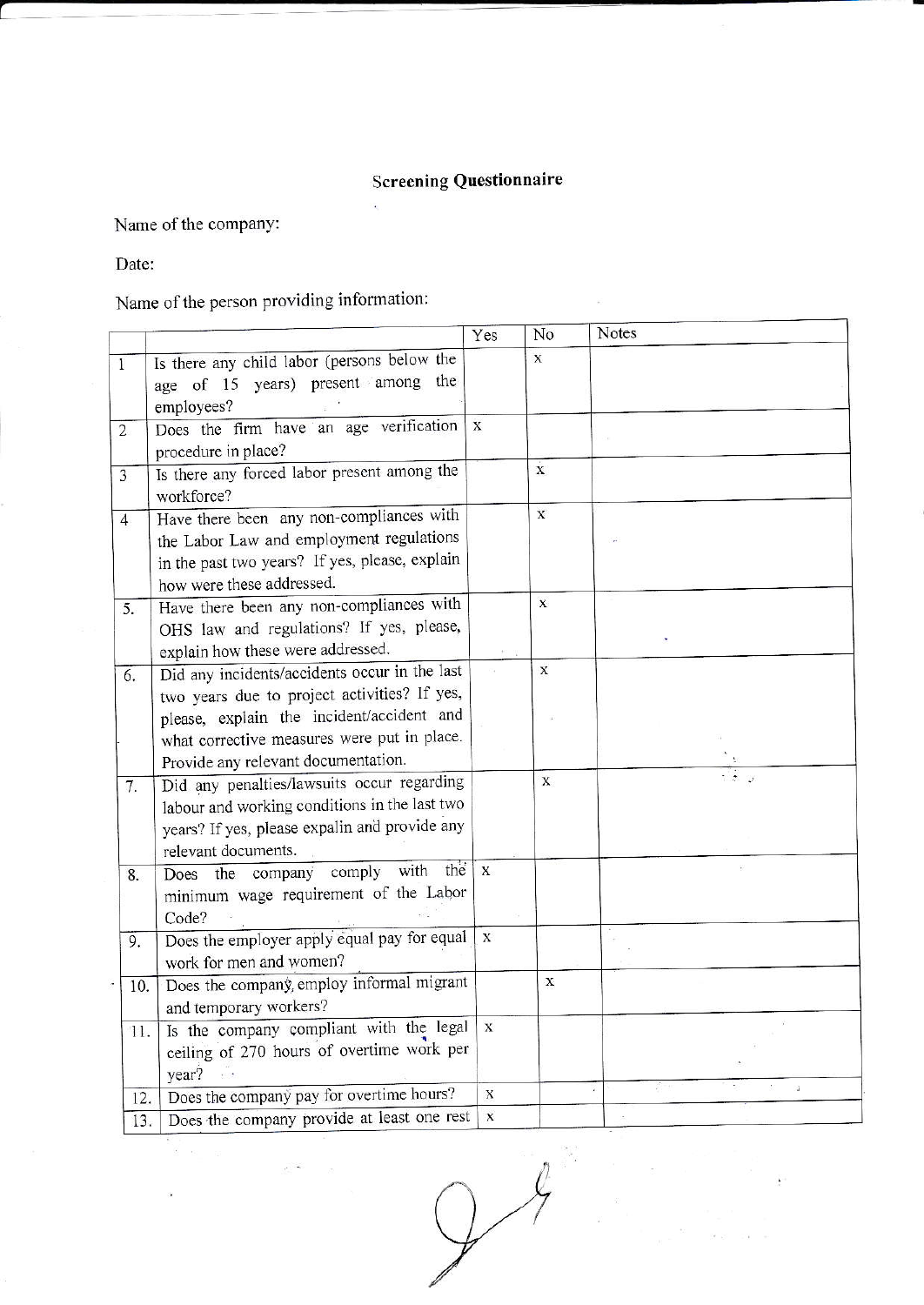## Screening Questionnaire

Name of the company:

Date:

Name of the person providing information:

| | | Yes | No | Notes |
|---|---|---|---|---|
| 1 | Is there any child labor (persons below the age of 15 years) present among the employees? | | x | |
| 2 | Does the firm have an age verification procedure in place? | x | | |
| 3 | Is there any forced labor present among the workforce? | | x | |
| 4 | Have there been any non-compliances with the Labor Law and employment regulations in the past two years? If yes, please, explain how were these addressed. | | x | |
| 5. | Have there been any non-compliances with OHS law and regulations? If yes, please, explain how these were addressed. | | x | |
| 6. | Did any incidents/accidents occur in the last two years due to project activities? If yes, please, explain the incident/accident and what corrective measures were put in place. Provide any relevant documentation. | | x | |
| 7. | Did any penalties/lawsuits occur regarding labour and working conditions in the last two years? If yes, please expalin and provide any relevant documents. | | x | |
| 8. | Does the company comply with the minimum wage requirement of the Labor Code? | x | | |
| 9. | Does the employer apply equal pay for equal work for men and women? | x | | |
| 10. | Does the company employ informal migrant and temporary workers? | | x | |
| 11. | Is the company compliant with the legal ceiling of 270 hours of overtime work per year? | x | | |
| 12. | Does the company pay for overtime hours? | x | | |
| 13. | Does the company provide at least one rest | x | | |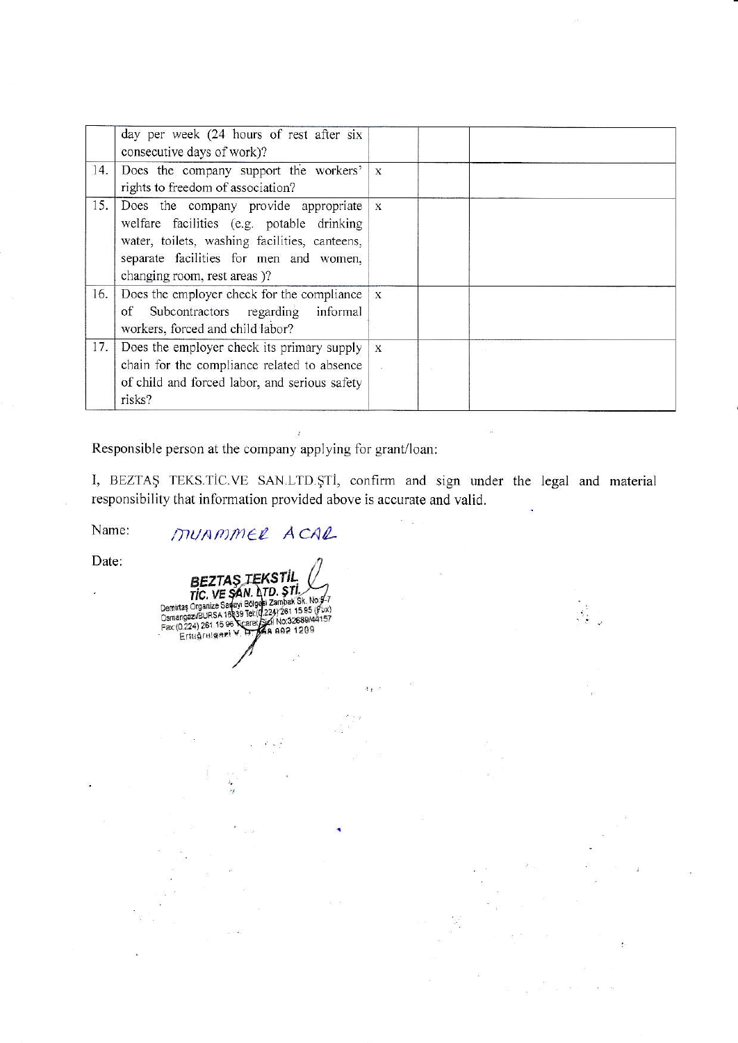| | | | | |
|---|---|---|---|---|
| | day per week (24 hours of rest after six consecutive days of work)? | | | |
| 14. | Does the company support the workers' rights to freedom of association? | x | | |
| 15. | Does the company provide appropriate welfare facilities (e.g. potable drinking water, toilets, washing facilities, canteens, separate facilities for men and women, changing room, rest areas )? | x | | |
| 16. | Does the employer check for the compliance of Subcontractors regarding informal workers, forced and child labor? | x | | |
| 17. | Does the employer check its primary supply chain for the compliance related to absence of child and forced labor, and serious safety risks? | x | | |

Responsible person at the company applying for grant/loan:

I, BEZTAŞ TEKS.TİC.VE SAN.LTD.ŞTİ, confirm and sign under the legal and material responsibility that information provided above is accurate and valid.

Name: MUAMMER ACAR

Date:

BEZTAŞ TEKSTİL TİC. VE SAN. LTD. ŞTİ.
Demirtaş Organize Sanayi Bölgesi Zambak Sk. No:5-7
Osmangazi/BURSA 16239 Tel:(0.224) 261 15 95 (Fax)
Fax:(0.224) 261 15 96 Ticaret Sicil No:32689/44157
Ertuğrulgazi V. D. 168 002 1209